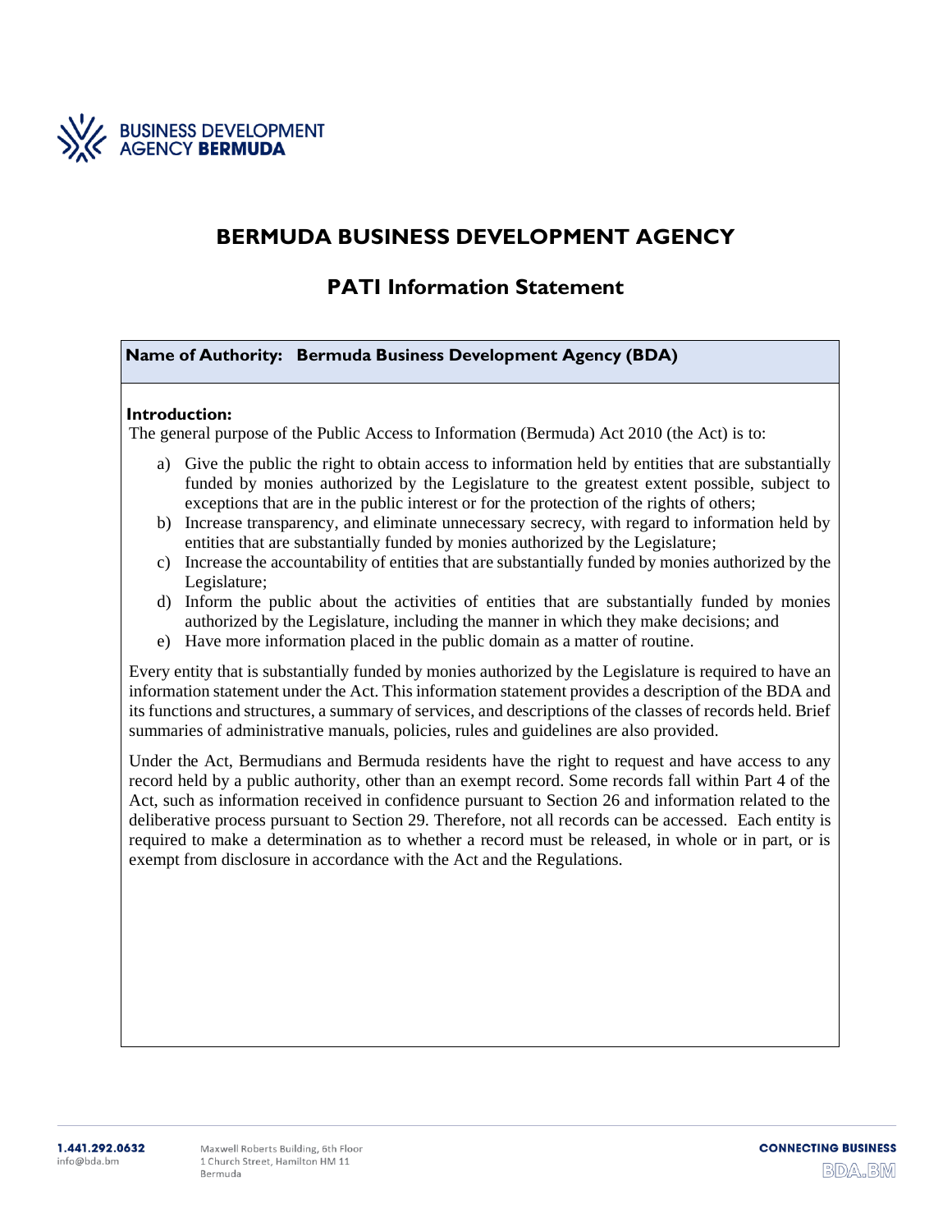# BERMUDA BUSINESS DEVELOPMENT AGENCY

## PATI Information Statement

**Name of Authority: Bermuda Business Development Agency (BDA)**

**Introduction:**

The general purpose of the Public Access to Information (Bermuda) Act 2010 (the Act) is to:

a) Give the public the right to obtain access to information held by entities that are substantially funded by monies authorized by the Legislature to the greatest extent possible, subject to exceptions that are in the public interest or for the protection of the rights of others;
b) Increase transparency, and eliminate unnecessary secrecy, with regard to information held by entities that are substantially funded by monies authorized by the Legislature;
c) Increase the accountability of entities that are substantially funded by monies authorized by the Legislature;
d) Inform the public about the activities of entities that are substantially funded by monies authorized by the Legislature, including the manner in which they make decisions; and
e) Have more information placed in the public domain as a matter of routine.

Every entity that is substantially funded by monies authorized by the Legislature is required to have an information statement under the Act. This information statement provides a description of the BDA and its functions and structures, a summary of services, and descriptions of the classes of records held. Brief summaries of administrative manuals, policies, rules and guidelines are also provided.

Under the Act, Bermudians and Bermuda residents have the right to request and have access to any record held by a public authority, other than an exempt record. Some records fall within Part 4 of the Act, such as information received in confidence pursuant to Section 26 and information related to the deliberative process pursuant to Section 29. Therefore, not all records can be accessed. Each entity is required to make a determination as to whether a record must be released, in whole or in part, or is exempt from disclosure in accordance with the Act and the Regulations.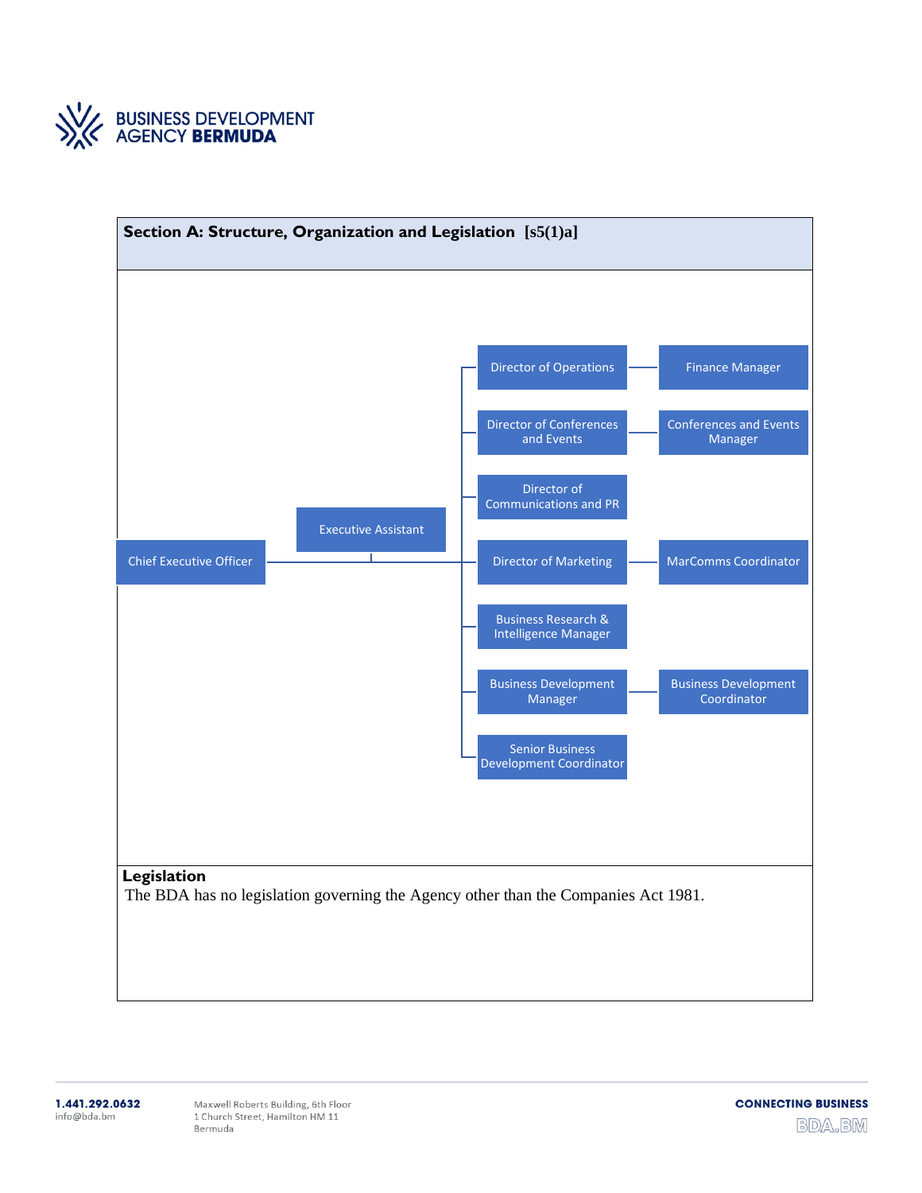## Section A: Structure, Organization and Legislation [s5(1)a]

- Chief Executive Officer
  - Executive Assistant
  - Director of Operations
    - Finance Manager
  - Director of Conferences and Events
    - Conferences and Events Manager
  - Director of Communications and PR
  - Director of Marketing
    - MarComms Coordinator
  - Business Research & Intelligence Manager
  - Business Development Manager
    - Business Development Coordinator
  - Senior Business Development Coordinator

**Legislation**

The BDA has no legislation governing the Agency other than the Companies Act 1981.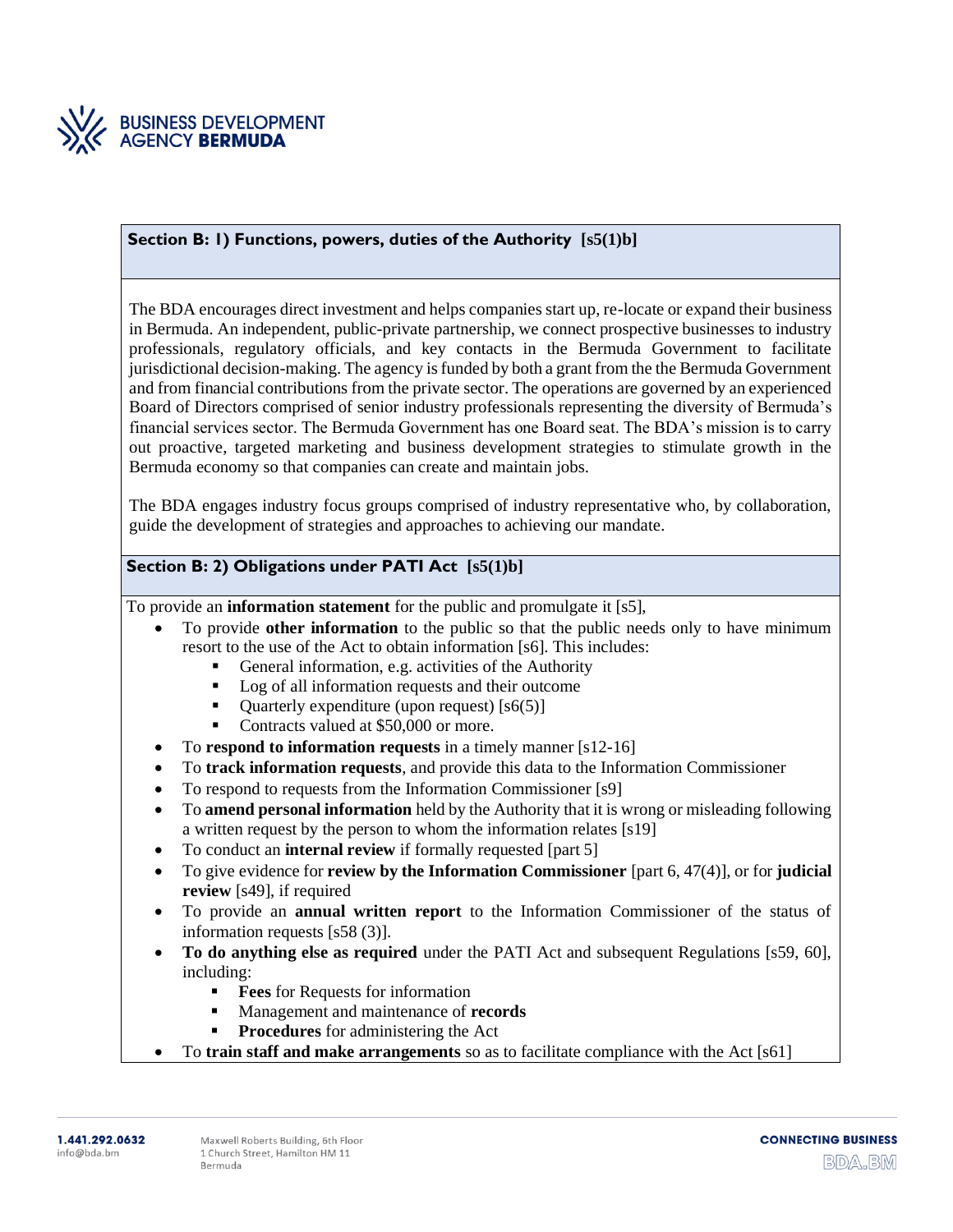## Section B: 1) Functions, powers, duties of the Authority [s5(1)b]

The BDA encourages direct investment and helps companies start up, re-locate or expand their business in Bermuda. An independent, public-private partnership, we connect prospective businesses to industry professionals, regulatory officials, and key contacts in the Bermuda Government to facilitate jurisdictional decision-making. The agency is funded by both a grant from the the Bermuda Government and from financial contributions from the private sector. The operations are governed by an experienced Board of Directors comprised of senior industry professionals representing the diversity of Bermuda's financial services sector. The Bermuda Government has one Board seat. The BDA's mission is to carry out proactive, targeted marketing and business development strategies to stimulate growth in the Bermuda economy so that companies can create and maintain jobs.

The BDA engages industry focus groups comprised of industry representative who, by collaboration, guide the development of strategies and approaches to achieving our mandate.

## Section B: 2) Obligations under PATI Act [s5(1)b]

To provide an **information statement** for the public and promulgate it [s5],

- To provide **other information** to the public so that the public needs only to have minimum resort to the use of the Act to obtain information [s6]. This includes:
  - General information, e.g. activities of the Authority
  - Log of all information requests and their outcome
  - Quarterly expenditure (upon request) [s6(5)]
  - Contracts valued at $50,000 or more.
- To **respond to information requests** in a timely manner [s12-16]
- To **track information requests**, and provide this data to the Information Commissioner
- To respond to requests from the Information Commissioner [s9]
- To **amend personal information** held by the Authority that it is wrong or misleading following a written request by the person to whom the information relates [s19]
- To conduct an **internal review** if formally requested [part 5]
- To give evidence for **review by the Information Commissioner** [part 6, 47(4)], or for **judicial review** [s49], if required
- To provide an **annual written report** to the Information Commissioner of the status of information requests [s58 (3)].
- **To do anything else as required** under the PATI Act and subsequent Regulations [s59, 60], including:
  - **Fees** for Requests for information
  - Management and maintenance of **records**
  - **Procedures** for administering the Act
- To **train staff and make arrangements** so as to facilitate compliance with the Act [s61]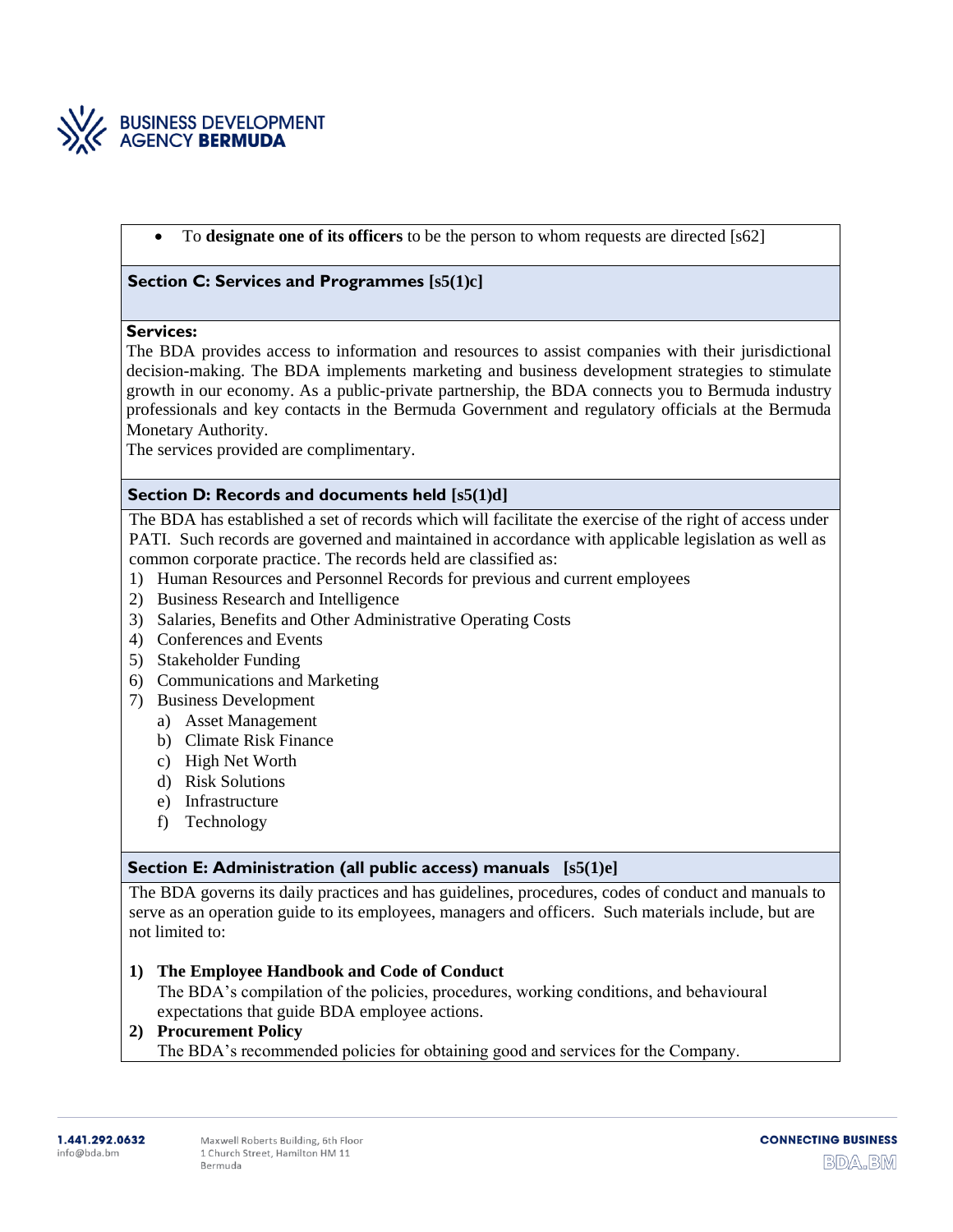- To **designate one of its officers** to be the person to whom requests are directed [s62]

## Section C: Services and Programmes [s5(1)c]

**Services:**

The BDA provides access to information and resources to assist companies with their jurisdictional decision-making. The BDA implements marketing and business development strategies to stimulate growth in our economy. As a public-private partnership, the BDA connects you to Bermuda industry professionals and key contacts in the Bermuda Government and regulatory officials at the Bermuda Monetary Authority.

The services provided are complimentary.

## Section D: Records and documents held [s5(1)d]

The BDA has established a set of records which will facilitate the exercise of the right of access under PATI. Such records are governed and maintained in accordance with applicable legislation as well as common corporate practice. The records held are classified as:

1) Human Resources and Personnel Records for previous and current employees
2) Business Research and Intelligence
3) Salaries, Benefits and Other Administrative Operating Costs
4) Conferences and Events
5) Stakeholder Funding
6) Communications and Marketing
7) Business Development
    a) Asset Management
    b) Climate Risk Finance
    c) High Net Worth
    d) Risk Solutions
    e) Infrastructure
    f) Technology

## Section E: Administration (all public access) manuals [s5(1)e]

The BDA governs its daily practices and has guidelines, procedures, codes of conduct and manuals to serve as an operation guide to its employees, managers and officers. Such materials include, but are not limited to:

1) **The Employee Handbook and Code of Conduct**
   The BDA's compilation of the policies, procedures, working conditions, and behavioural expectations that guide BDA employee actions.
2) **Procurement Policy**
   The BDA's recommended policies for obtaining good and services for the Company.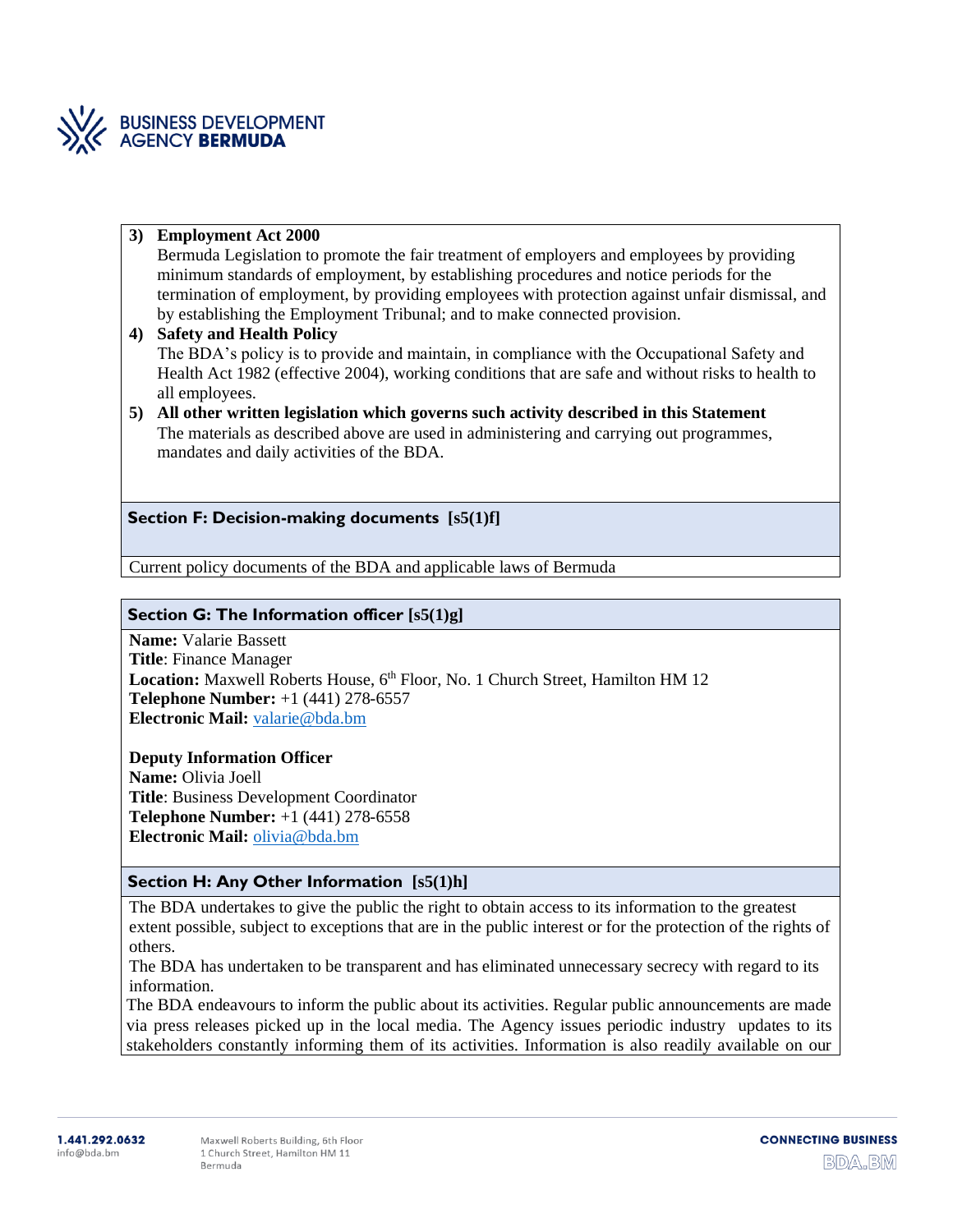3) **Employment Act 2000**
   Bermuda Legislation to promote the fair treatment of employers and employees by providing minimum standards of employment, by establishing procedures and notice periods for the termination of employment, by providing employees with protection against unfair dismissal, and by establishing the Employment Tribunal; and to make connected provision.
4) **Safety and Health Policy**
   The BDA's policy is to provide and maintain, in compliance with the Occupational Safety and Health Act 1982 (effective 2004), working conditions that are safe and without risks to health to all employees.
5) **All other written legislation which governs such activity described in this Statement**
   The materials as described above are used in administering and carrying out programmes, mandates and daily activities of the BDA.

## Section F: Decision-making documents [s5(1)f]

Current policy documents of the BDA and applicable laws of Bermuda

## Section G: The Information officer [s5(1)g]

**Name:** Valarie Bassett
**Title**: Finance Manager
**Location:** Maxwell Roberts House, 6th Floor, No. 1 Church Street, Hamilton HM 12
**Telephone Number:** +1 (441) 278-6557
**Electronic Mail:** valarie@bda.bm

**Deputy Information Officer**
**Name:** Olivia Joell
**Title**: Business Development Coordinator
**Telephone Number:** +1 (441) 278-6558
**Electronic Mail:** olivia@bda.bm

## Section H: Any Other Information [s5(1)h]

The BDA undertakes to give the public the right to obtain access to its information to the greatest extent possible, subject to exceptions that are in the public interest or for the protection of the rights of others.
The BDA has undertaken to be transparent and has eliminated unnecessary secrecy with regard to its information.
The BDA endeavours to inform the public about its activities. Regular public announcements are made via press releases picked up in the local media. The Agency issues periodic industry updates to its stakeholders constantly informing them of its activities. Information is also readily available on our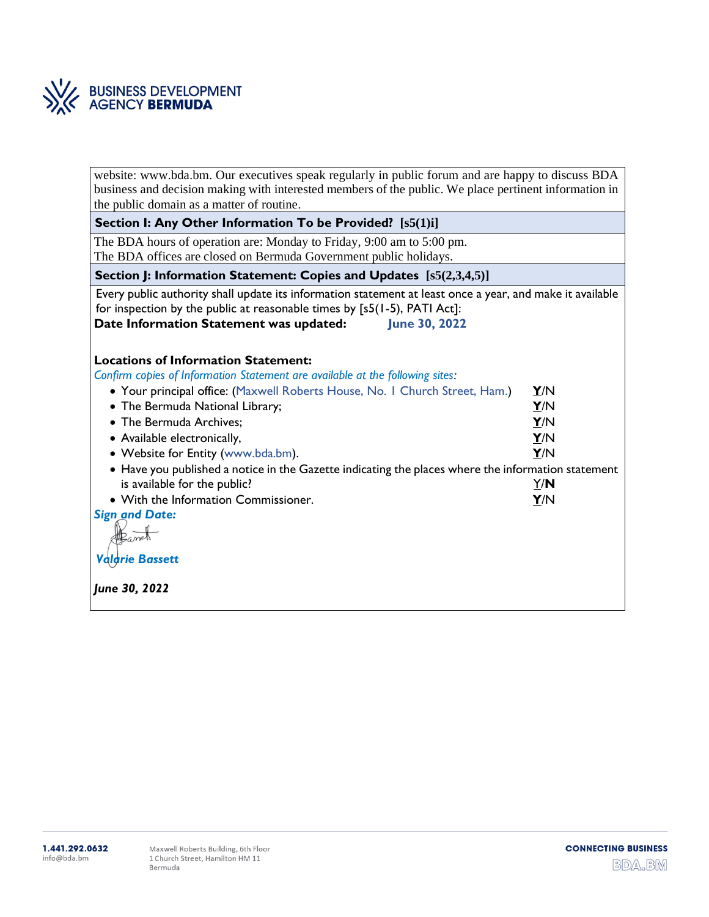website: www.bda.bm. Our executives speak regularly in public forum and are happy to discuss BDA business and decision making with interested members of the public. We place pertinent information in the public domain as a matter of routine.

**Section I: Any Other Information To be Provided? [s5(1)i]**

The BDA hours of operation are: Monday to Friday, 9:00 am to 5:00 pm.
The BDA offices are closed on Bermuda Government public holidays.

**Section J: Information Statement: Copies and Updates [s5(2,3,4,5)]**

Every public authority shall update its information statement at least once a year, and make it available for inspection by the public at reasonable times by [s5(1-5), PATI Act]:
**Date Information Statement was updated:** **June 30, 2022**

**Locations of Information Statement:**
*Confirm copies of Information Statement are available at the following sites:*

- Your principal office: (Maxwell Roberts House, No. 1 Church Street, Ham.) **Y**/N
- The Bermuda National Library; **Y**/N
- The Bermuda Archives; **Y**/N
- Available electronically, **Y**/N
- Website for Entity (www.bda.bm). **Y**/N
- Have you published a notice in the Gazette indicating the places where the information statement is available for the public? Y/**N**
- With the Information Commissioner. **Y**/N

***Sign and Date:***

***Valarie Bassett***

***June 30, 2022***